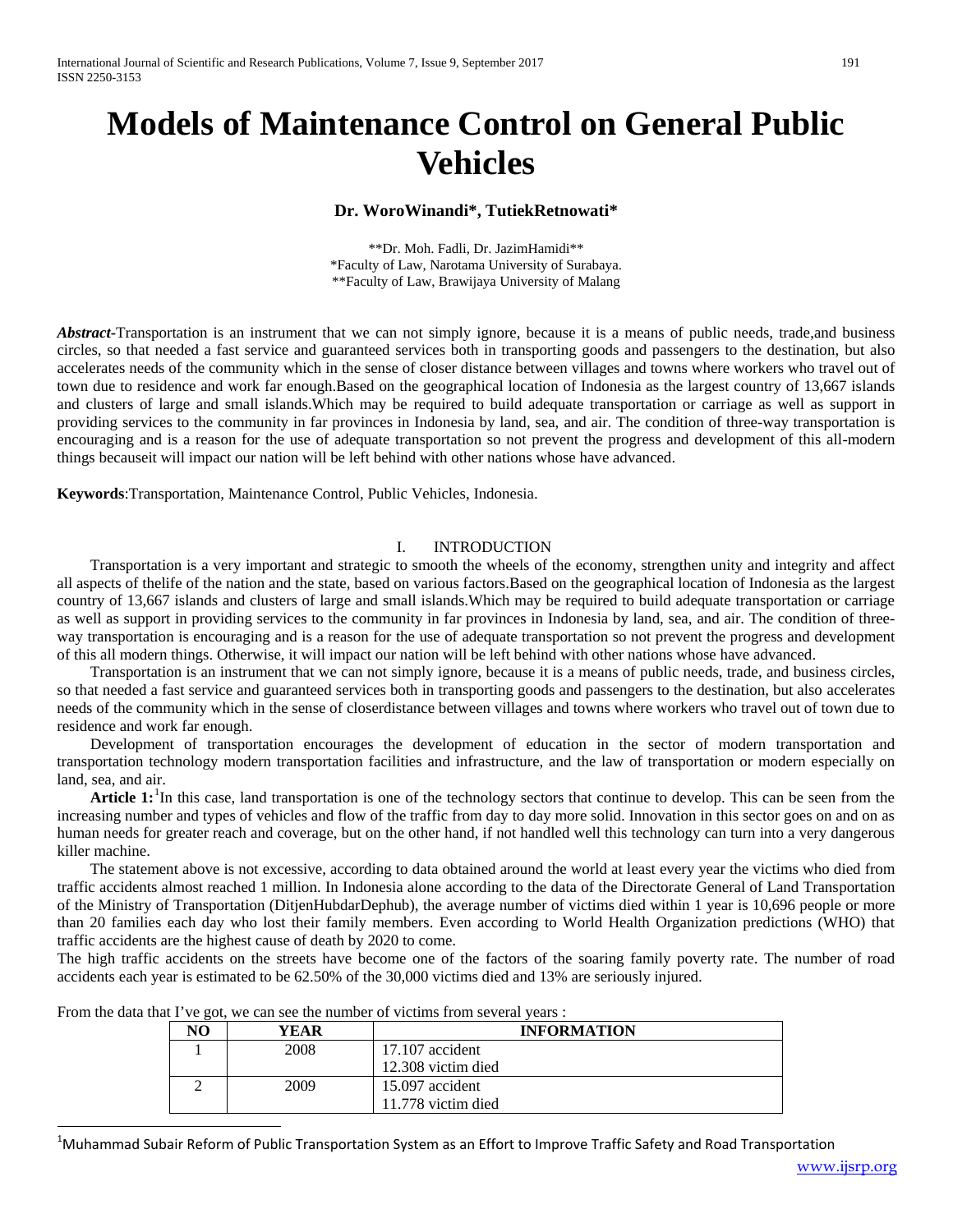# Models of Maintenance Control on General Public Vehicles

**Dr. WoroWinandi\*, TutiekRetnowati\***

\*\*Dr. Moh. Fadli, Dr. JazimHamidi\*\*
\*Faculty of Law, Narotama University of Surabaya.
\*\*Faculty of Law, Brawijaya University of Malang

***Abstract***-Transportation is an instrument that we can not simply ignore, because it is a means of public needs, trade,and business circles, so that needed a fast service and guaranteed services both in transporting goods and passengers to the destination, but also accelerates needs of the community which in the sense of closer distance between villages and towns where workers who travel out of town due to residence and work far enough.Based on the geographical location of Indonesia as the largest country of 13,667 islands and clusters of large and small islands.Which may be required to build adequate transportation or carriage as well as support in providing services to the community in far provinces in Indonesia by land, sea, and air. The condition of three-way transportation is encouraging and is a reason for the use of adequate transportation so not prevent the progress and development of this all-modern things becauseit will impact our nation will be left behind with other nations whose have advanced.

**Keywords**:Transportation, Maintenance Control, Public Vehicles, Indonesia.

## I. INTRODUCTION

Transportation is a very important and strategic to smooth the wheels of the economy, strengthen unity and integrity and affect all aspects of thelife of the nation and the state, based on various factors.Based on the geographical location of Indonesia as the largest country of 13,667 islands and clusters of large and small islands.Which may be required to build adequate transportation or carriage as well as support in providing services to the community in far provinces in Indonesia by land, sea, and air. The condition of three-way transportation is encouraging and is a reason for the use of adequate transportation so not prevent the progress and development of this all modern things. Otherwise, it will impact our nation will be left behind with other nations whose have advanced.

Transportation is an instrument that we can not simply ignore, because it is a means of public needs, trade, and business circles, so that needed a fast service and guaranteed services both in transporting goods and passengers to the destination, but also accelerates needs of the community which in the sense of closerdistance between villages and towns where workers who travel out of town due to residence and work far enough.

Development of transportation encourages the development of education in the sector of modern transportation and transportation technology modern transportation facilities and infrastructure, and the law of transportation or modern especially on land, sea, and air.

**Article 1:**[1]In this case, land transportation is one of the technology sectors that continue to develop. This can be seen from the increasing number and types of vehicles and flow of the traffic from day to day more solid. Innovation in this sector goes on and on as human needs for greater reach and coverage, but on the other hand, if not handled well this technology can turn into a very dangerous killer machine.

The statement above is not excessive, according to data obtained around the world at least every year the victims who died from traffic accidents almost reached 1 million. In Indonesia alone according to the data of the Directorate General of Land Transportation of the Ministry of Transportation (DitjenHubdarDephub), the average number of victims died within 1 year is 10,696 people or more than 20 families each day who lost their family members. Even according to World Health Organization predictions (WHO) that traffic accidents are the highest cause of death by 2020 to come.

The high traffic accidents on the streets have become one of the factors of the soaring family poverty rate. The number of road accidents each year is estimated to be 62.50% of the 30,000 victims died and 13% are seriously injured.

From the data that I've got, we can see the number of victims from several years :

| NO | YEAR | INFORMATION |
|---|---|---|
| 1 | 2008 | 17.107 accident<br>12.308 victim died |
| 2 | 2009 | 15.097 accident<br>11.778 victim died |

[1]Muhammad Subair Reform of Public Transportation System as an Effort to Improve Traffic Safety and Road Transportation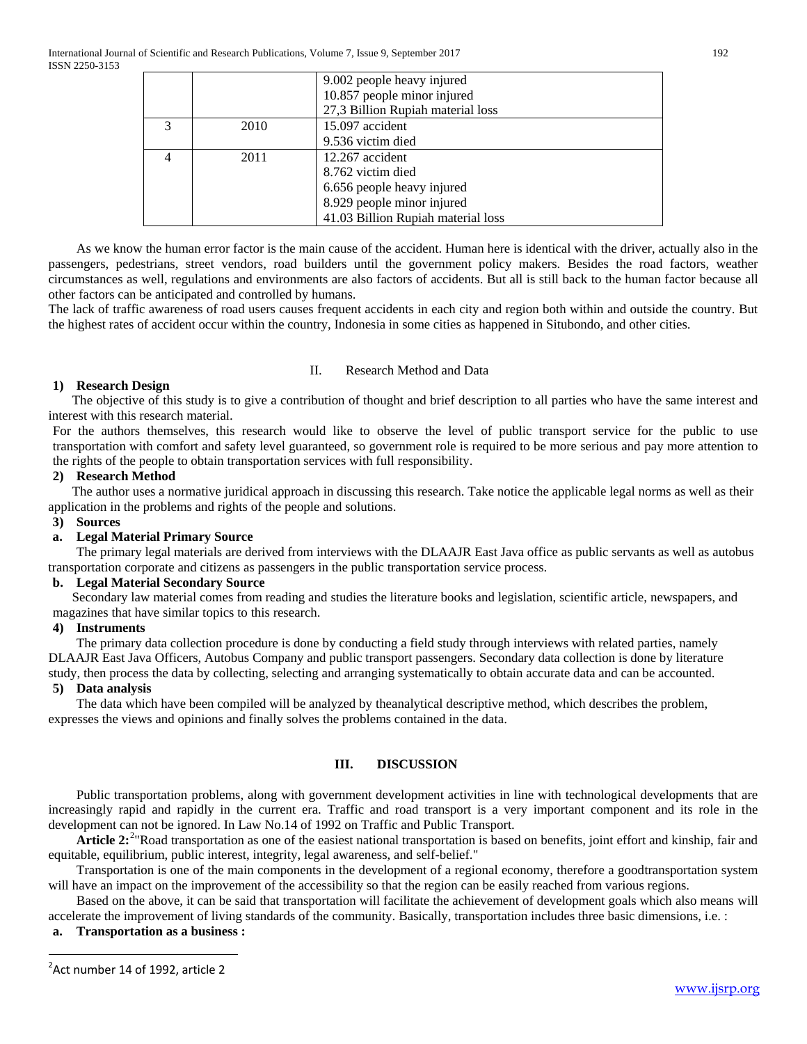| | | |
|---|---|---|
| | | 9.002 people heavy injured<br>10.857 people minor injured<br>27,3 Billion Rupiah material loss |
| 3 | 2010 | 15.097 accident<br>9.536 victim died |
| 4 | 2011 | 12.267 accident<br>8.762 victim died<br>6.656 people heavy injured<br>8.929 people minor injured<br>41.03 Billion Rupiah material loss |

As we know the human error factor is the main cause of the accident. Human here is identical with the driver, actually also in the passengers, pedestrians, street vendors, road builders until the government policy makers. Besides the road factors, weather circumstances as well, regulations and environments are also factors of accidents. But all is still back to the human factor because all other factors can be anticipated and controlled by humans.

The lack of traffic awareness of road users causes frequent accidents in each city and region both within and outside the country. But the highest rates of accident occur within the country, Indonesia in some cities as happened in Situbondo, and other cities.

## II. Research Method and Data

**1) Research Design**

The objective of this study is to give a contribution of thought and brief description to all parties who have the same interest and interest with this research material.

For the authors themselves, this research would like to observe the level of public transport service for the public to use transportation with comfort and safety level guaranteed, so government role is required to be more serious and pay more attention to the rights of the people to obtain transportation services with full responsibility.

**2) Research Method**

The author uses a normative juridical approach in discussing this research. Take notice the applicable legal norms as well as their application in the problems and rights of the people and solutions.

**3) Sources**

**a. Legal Material Primary Source**

The primary legal materials are derived from interviews with the DLAAJR East Java office as public servants as well as autobus transportation corporate and citizens as passengers in the public transportation service process.

**b. Legal Material Secondary Source**

Secondary law material comes from reading and studies the literature books and legislation, scientific article, newspapers, and magazines that have similar topics to this research.

**4) Instruments**

The primary data collection procedure is done by conducting a field study through interviews with related parties, namely DLAAJR East Java Officers, Autobus Company and public transport passengers. Secondary data collection is done by literature study, then process the data by collecting, selecting and arranging systematically to obtain accurate data and can be accounted.

**5) Data analysis**

The data which have been compiled will be analyzed by theanalytical descriptive method, which describes the problem, expresses the views and opinions and finally solves the problems contained in the data.

## III. DISCUSSION

Public transportation problems, along with government development activities in line with technological developments that are increasingly rapid and rapidly in the current era. Traffic and road transport is a very important component and its role in the development can not be ignored. In Law No.14 of 1992 on Traffic and Public Transport.

**Article 2:**[2]"Road transportation as one of the easiest national transportation is based on benefits, joint effort and kinship, fair and equitable, equilibrium, public interest, integrity, legal awareness, and self-belief."

Transportation is one of the main components in the development of a regional economy, therefore a goodtransportation system will have an impact on the improvement of the accessibility so that the region can be easily reached from various regions.

Based on the above, it can be said that transportation will facilitate the achievement of development goals which also means will accelerate the improvement of living standards of the community. Basically, transportation includes three basic dimensions, i.e. :

**a. Transportation as a business :**

[2]Act number 14 of 1992, article 2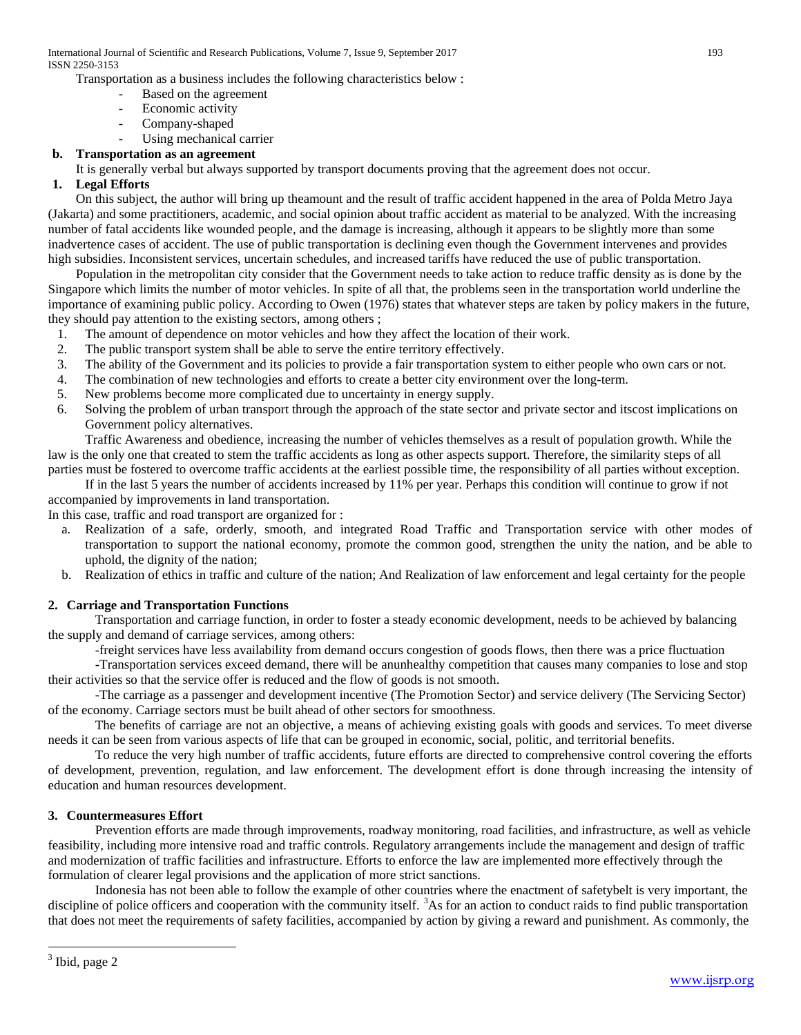Transportation as a business includes the following characteristics below :

- Based on the agreement
- Economic activity
- Company-shaped
- Using mechanical carrier

**b. Transportation as an agreement**

It is generally verbal but always supported by transport documents proving that the agreement does not occur.

**1. Legal Efforts**

On this subject, the author will bring up theamount and the result of traffic accident happened in the area of Polda Metro Jaya (Jakarta) and some practitioners, academic, and social opinion about traffic accident as material to be analyzed. With the increasing number of fatal accidents like wounded people, and the damage is increasing, although it appears to be slightly more than some inadvertence cases of accident. The use of public transportation is declining even though the Government intervenes and provides high subsidies. Inconsistent services, uncertain schedules, and increased tariffs have reduced the use of public transportation.

Population in the metropolitan city consider that the Government needs to take action to reduce traffic density as is done by the Singapore which limits the number of motor vehicles. In spite of all that, the problems seen in the transportation world underline the importance of examining public policy. According to Owen (1976) states that whatever steps are taken by policy makers in the future, they should pay attention to the existing sectors, among others ;

1. The amount of dependence on motor vehicles and how they affect the location of their work.
2. The public transport system shall be able to serve the entire territory effectively.
3. The ability of the Government and its policies to provide a fair transportation system to either people who own cars or not.
4. The combination of new technologies and efforts to create a better city environment over the long-term.
5. New problems become more complicated due to uncertainty in energy supply.
6. Solving the problem of urban transport through the approach of the state sector and private sector and itscost implications on Government policy alternatives.

Traffic Awareness and obedience, increasing the number of vehicles themselves as a result of population growth. While the law is the only one that created to stem the traffic accidents as long as other aspects support. Therefore, the similarity steps of all parties must be fostered to overcome traffic accidents at the earliest possible time, the responsibility of all parties without exception.

If in the last 5 years the number of accidents increased by 11% per year. Perhaps this condition will continue to grow if not accompanied by improvements in land transportation.

In this case, traffic and road transport are organized for :

a. Realization of a safe, orderly, smooth, and integrated Road Traffic and Transportation service with other modes of transportation to support the national economy, promote the common good, strengthen the unity the nation, and be able to uphold, the dignity of the nation;
b. Realization of ethics in traffic and culture of the nation; And Realization of law enforcement and legal certainty for the people

**2. Carriage and Transportation Functions**

Transportation and carriage function, in order to foster a steady economic development, needs to be achieved by balancing the supply and demand of carriage services, among others:

-freight services have less availability from demand occurs congestion of goods flows, then there was a price fluctuation

-Transportation services exceed demand, there will be anunhealthy competition that causes many companies to lose and stop their activities so that the service offer is reduced and the flow of goods is not smooth.

-The carriage as a passenger and development incentive (The Promotion Sector) and service delivery (The Servicing Sector) of the economy. Carriage sectors must be built ahead of other sectors for smoothness.

The benefits of carriage are not an objective, a means of achieving existing goals with goods and services. To meet diverse needs it can be seen from various aspects of life that can be grouped in economic, social, politic, and territorial benefits.

To reduce the very high number of traffic accidents, future efforts are directed to comprehensive control covering the efforts of development, prevention, regulation, and law enforcement. The development effort is done through increasing the intensity of education and human resources development.

**3. Countermeasures Effort**

Prevention efforts are made through improvements, roadway monitoring, road facilities, and infrastructure, as well as vehicle feasibility, including more intensive road and traffic controls. Regulatory arrangements include the management and design of traffic and modernization of traffic facilities and infrastructure. Efforts to enforce the law are implemented more effectively through the formulation of clearer legal provisions and the application of more strict sanctions.

Indonesia has not been able to follow the example of other countries where the enactment of safetybelt is very important, the discipline of police officers and cooperation with the community itself. [3]As for an action to conduct raids to find public transportation that does not meet the requirements of safety facilities, accompanied by action by giving a reward and punishment. As commonly, the

[3] Ibid, page 2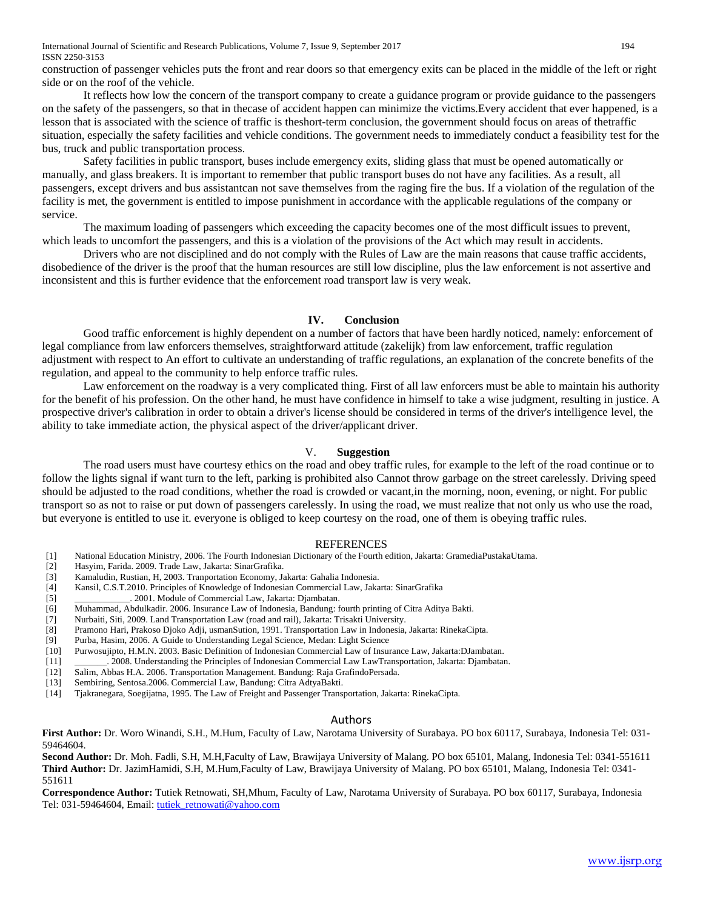construction of passenger vehicles puts the front and rear doors so that emergency exits can be placed in the middle of the left or right side or on the roof of the vehicle.

It reflects how low the concern of the transport company to create a guidance program or provide guidance to the passengers on the safety of the passengers, so that in thecase of accident happen can minimize the victims.Every accident that ever happened, is a lesson that is associated with the science of traffic is theshort-term conclusion, the government should focus on areas of thetraffic situation, especially the safety facilities and vehicle conditions. The government needs to immediately conduct a feasibility test for the bus, truck and public transportation process.

Safety facilities in public transport, buses include emergency exits, sliding glass that must be opened automatically or manually, and glass breakers. It is important to remember that public transport buses do not have any facilities. As a result, all passengers, except drivers and bus assistantcan not save themselves from the raging fire the bus. If a violation of the regulation of the facility is met, the government is entitled to impose punishment in accordance with the applicable regulations of the company or service.

The maximum loading of passengers which exceeding the capacity becomes one of the most difficult issues to prevent, which leads to uncomfort the passengers, and this is a violation of the provisions of the Act which may result in accidents.

Drivers who are not disciplined and do not comply with the Rules of Law are the main reasons that cause traffic accidents, disobedience of the driver is the proof that the human resources are still low discipline, plus the law enforcement is not assertive and inconsistent and this is further evidence that the enforcement road transport law is very weak.

## IV. Conclusion

Good traffic enforcement is highly dependent on a number of factors that have been hardly noticed, namely: enforcement of legal compliance from law enforcers themselves, straightforward attitude (zakelijk) from law enforcement, traffic regulation adjustment with respect to An effort to cultivate an understanding of traffic regulations, an explanation of the concrete benefits of the regulation, and appeal to the community to help enforce traffic rules.

Law enforcement on the roadway is a very complicated thing. First of all law enforcers must be able to maintain his authority for the benefit of his profession. On the other hand, he must have confidence in himself to take a wise judgment, resulting in justice. A prospective driver's calibration in order to obtain a driver's license should be considered in terms of the driver's intelligence level, the ability to take immediate action, the physical aspect of the driver/applicant driver.

## V. Suggestion

The road users must have courtesy ethics on the road and obey traffic rules, for example to the left of the road continue or to follow the lights signal if want turn to the left, parking is prohibited also Cannot throw garbage on the street carelessly. Driving speed should be adjusted to the road conditions, whether the road is crowded or vacant,in the morning, noon, evening, or night. For public transport so as not to raise or put down of passengers carelessly. In using the road, we must realize that not only us who use the road, but everyone is entitled to use it. everyone is obliged to keep courtesy on the road, one of them is obeying traffic rules.

## REFERENCES

[1] National Education Ministry, 2006. The Fourth Indonesian Dictionary of the Fourth edition, Jakarta: GramediaPustakaUtama.
[2] Hasyim, Farida. 2009. Trade Law, Jakarta: SinarGrafika.
[3] Kamaludin, Rustian, H, 2003. Tranportation Economy, Jakarta: Gahalia Indonesia.
[4] Kansil, C.S.T.2010. Principles of Knowledge of Indonesian Commercial Law, Jakarta: SinarGrafika
[5] ____________. 2001. Module of Commercial Law, Jakarta: Djambatan.
[6] Muhammad, Abdulkadir. 2006. Insurance Law of Indonesia, Bandung: fourth printing of Citra Aditya Bakti.
[7] Nurbaiti, Siti, 2009. Land Transportation Law (road and rail), Jakarta: Trisakti University.
[8] Pramono Hari, Prakoso Djoko Adji, usmanSution, 1991. Transportation Law in Indonesia, Jakarta: RinekaCipta.
[9] Purba, Hasim, 2006. A Guide to Understanding Legal Science, Medan: Light Science
[10] Purwosujipto, H.M.N. 2003. Basic Definition of Indonesian Commercial Law of Insurance Law, Jakarta:DJambatan.
[11] _______. 2008. Understanding the Principles of Indonesian Commercial Law LawTransportation, Jakarta: Djambatan.
[12] Salim, Abbas H.A. 2006. Transportation Management. Bandung: Raja GrafindoPersada.
[13] Sembiring, Sentosa.2006. Commercial Law, Bandung: Citra AdtyaBakti.
[14] Tjakranegara, Soegijatna, 1995. The Law of Freight and Passenger Transportation, Jakarta: RinekaCipta.

## Authors

**First Author:** Dr. Woro Winandi, S.H., M.Hum, Faculty of Law, Narotama University of Surabaya. PO box 60117, Surabaya, Indonesia Tel: 031-59464604.

**Second Author:** Dr. Moh. Fadli, S.H, M.H,Faculty of Law, Brawijaya University of Malang. PO box 65101, Malang, Indonesia Tel: 0341-551611

**Third Author:** Dr. JazimHamidi, S.H, M.Hum,Faculty of Law, Brawijaya University of Malang. PO box 65101, Malang, Indonesia Tel: 0341-551611

**Correspondence Author:** Tutiek Retnowati, SH,Mhum, Faculty of Law, Narotama University of Surabaya. PO box 60117, Surabaya, Indonesia Tel: 031-59464604, Email: tutiek_retnowati@yahoo.com